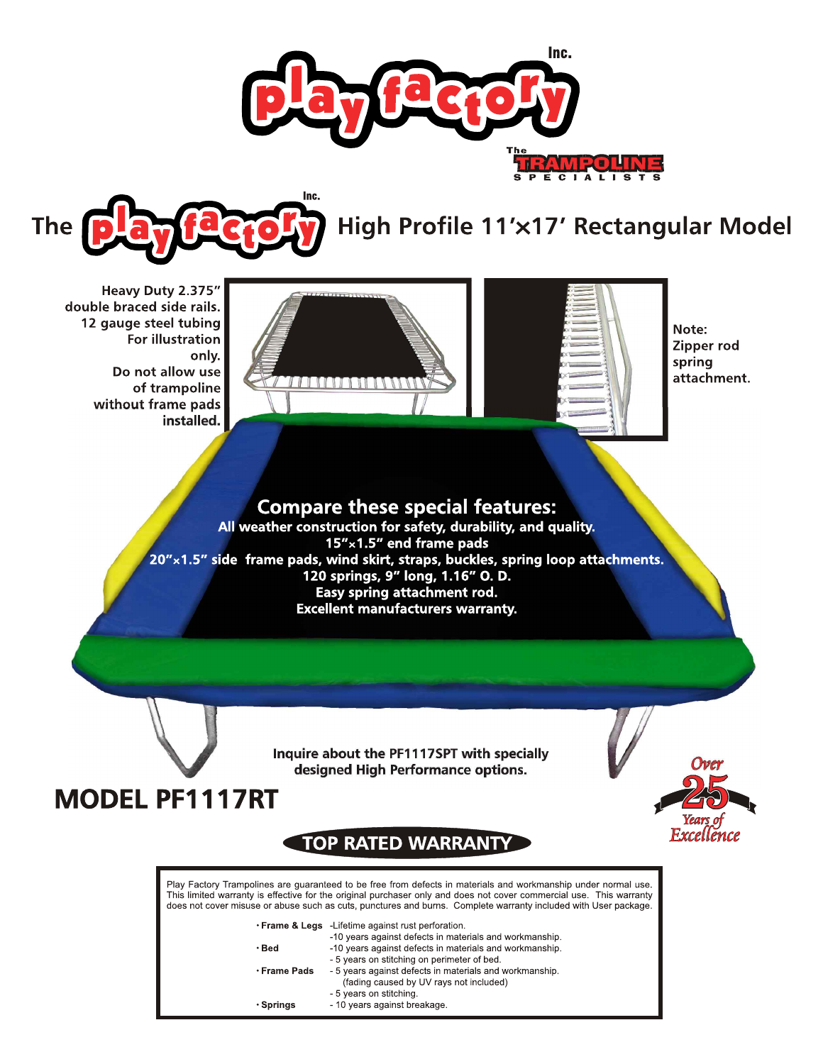# play factory Inc.

The TRAMPOLINE SPECIALISTS

## The play factory Inc. High Profile 11'×17' Rectangular Model

Heavy Duty 2.375" double braced side rails. 12 gauge steel tubing For illustration only. Do not allow use of trampoline without frame pads installed.

Note: Zipper rod spring attachment.

**Compare these special features:**

**All weather construction for safety, durability, and quality.**
**15"×1.5" end frame pads**
**20"×1.5" side frame pads, wind skirt, straps, buckles, spring loop attachments.**
**120 springs, 9" long, 1.16" O. D.**
**Easy spring attachment rod.**
**Excellent manufacturers warranty.**

Inquire about the PF1117SPT with specially designed High Performance options.

# MODEL PF1117RT

Over 25 Years of Excellence

## TOP RATED WARRANTY

Play Factory Trampolines are guaranteed to be free from defects in materials and workmanship under normal use. This limited warranty is effective for the original purchaser only and does not cover commercial use. This warranty does not cover misuse or abuse such as cuts, punctures and burns. Complete warranty included with User package.

- **Frame & Legs**
  - Lifetime against rust perforation.
  - 10 years against defects in materials and workmanship.
- **Bed**
  - 10 years against defects in materials and workmanship.
  - 5 years on stitching on perimeter of bed.
- **Frame Pads**
  - 5 years against defects in materials and workmanship. (fading caused by UV rays not included)
  - 5 years on stitching.
- **Springs**
  - 10 years against breakage.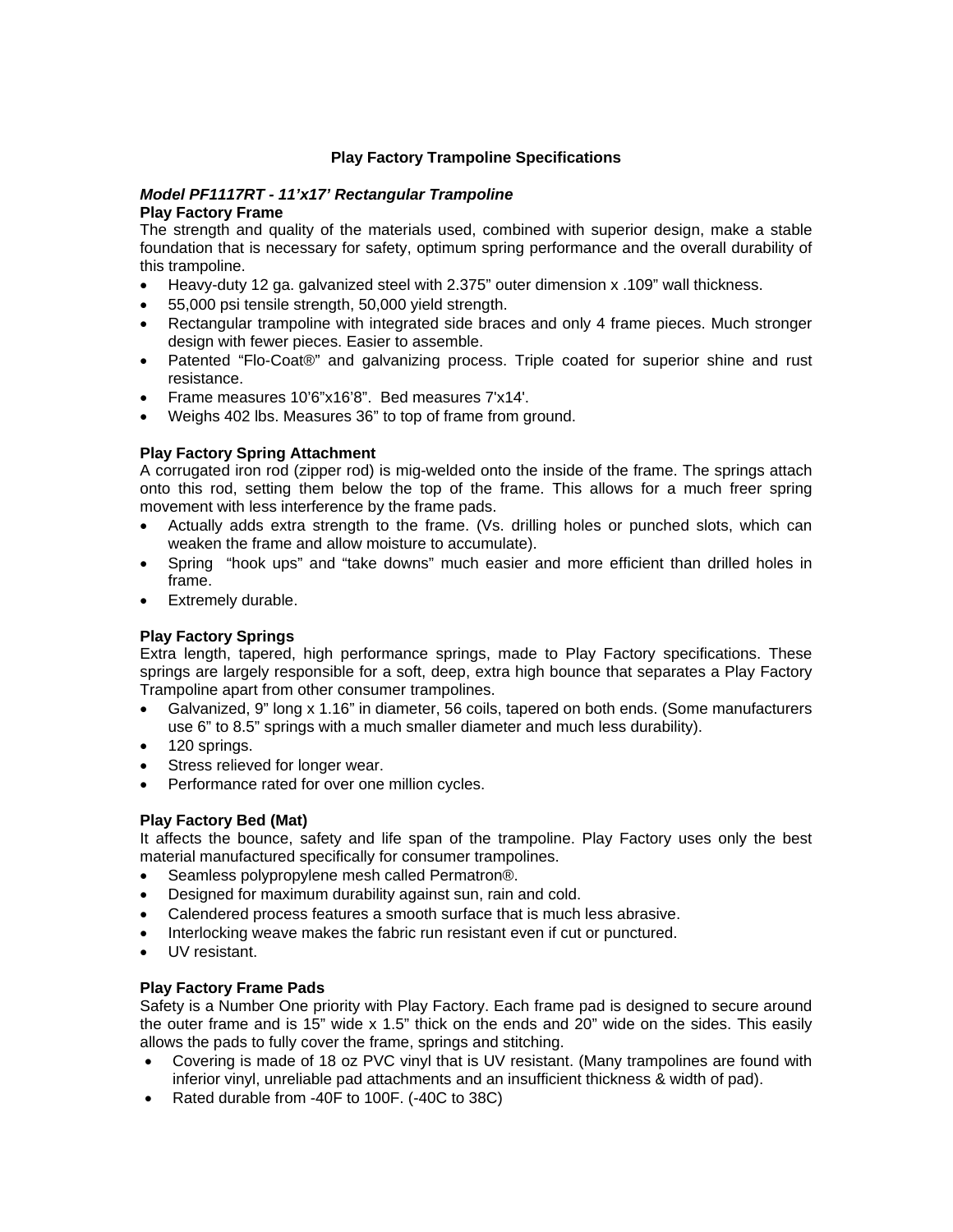# Play Factory Trampoline Specifications

***Model PF1117RT - 11'x17' Rectangular Trampoline***

**Play Factory Frame**

The strength and quality of the materials used, combined with superior design, make a stable foundation that is necessary for safety, optimum spring performance and the overall durability of this trampoline.

- Heavy-duty 12 ga. galvanized steel with 2.375" outer dimension x .109" wall thickness.
- 55,000 psi tensile strength, 50,000 yield strength.
- Rectangular trampoline with integrated side braces and only 4 frame pieces. Much stronger design with fewer pieces. Easier to assemble.
- Patented "Flo-Coat®" and galvanizing process. Triple coated for superior shine and rust resistance.
- Frame measures 10'6"x16'8". Bed measures 7'x14'.
- Weighs 402 lbs. Measures 36" to top of frame from ground.

**Play Factory Spring Attachment**

A corrugated iron rod (zipper rod) is mig-welded onto the inside of the frame. The springs attach onto this rod, setting them below the top of the frame. This allows for a much freer spring movement with less interference by the frame pads.

- Actually adds extra strength to the frame. (Vs. drilling holes or punched slots, which can weaken the frame and allow moisture to accumulate).
- Spring "hook ups" and "take downs" much easier and more efficient than drilled holes in frame.
- Extremely durable.

**Play Factory Springs**

Extra length, tapered, high performance springs, made to Play Factory specifications. These springs are largely responsible for a soft, deep, extra high bounce that separates a Play Factory Trampoline apart from other consumer trampolines.

- Galvanized, 9" long x 1.16" in diameter, 56 coils, tapered on both ends. (Some manufacturers use 6" to 8.5" springs with a much smaller diameter and much less durability).
- 120 springs.
- Stress relieved for longer wear.
- Performance rated for over one million cycles.

**Play Factory Bed (Mat)**

It affects the bounce, safety and life span of the trampoline. Play Factory uses only the best material manufactured specifically for consumer trampolines.

- Seamless polypropylene mesh called Permatron®.
- Designed for maximum durability against sun, rain and cold.
- Calendered process features a smooth surface that is much less abrasive.
- Interlocking weave makes the fabric run resistant even if cut or punctured.
- UV resistant.

**Play Factory Frame Pads**

Safety is a Number One priority with Play Factory. Each frame pad is designed to secure around the outer frame and is 15" wide x 1.5" thick on the ends and 20" wide on the sides. This easily allows the pads to fully cover the frame, springs and stitching.

- Covering is made of 18 oz PVC vinyl that is UV resistant. (Many trampolines are found with inferior vinyl, unreliable pad attachments and an insufficient thickness & width of pad).
- Rated durable from -40F to 100F. (-40C to 38C)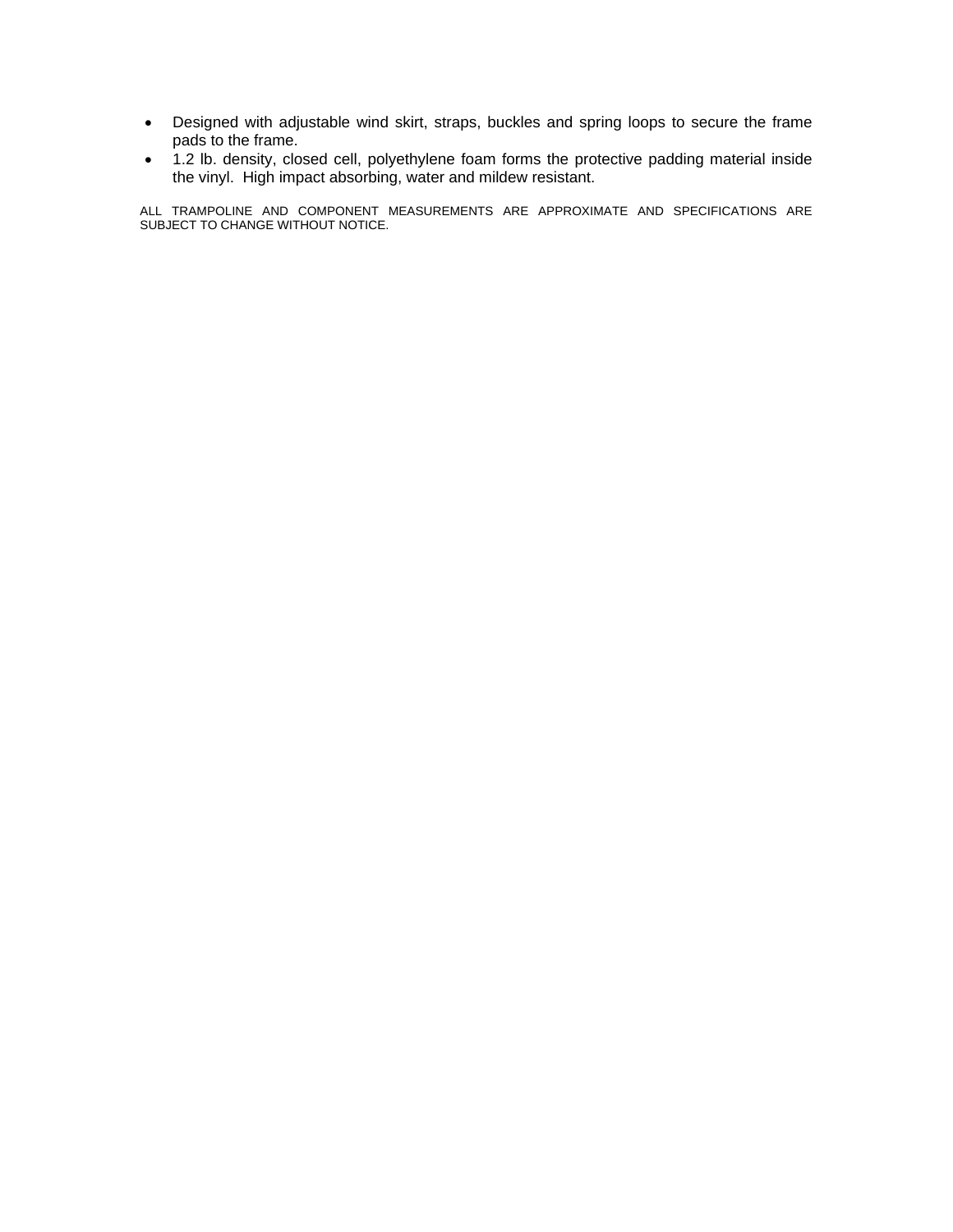- Designed with adjustable wind skirt, straps, buckles and spring loops to secure the frame pads to the frame.
- 1.2 lb. density, closed cell, polyethylene foam forms the protective padding material inside the vinyl. High impact absorbing, water and mildew resistant.

ALL TRAMPOLINE AND COMPONENT MEASUREMENTS ARE APPROXIMATE AND SPECIFICATIONS ARE SUBJECT TO CHANGE WITHOUT NOTICE.